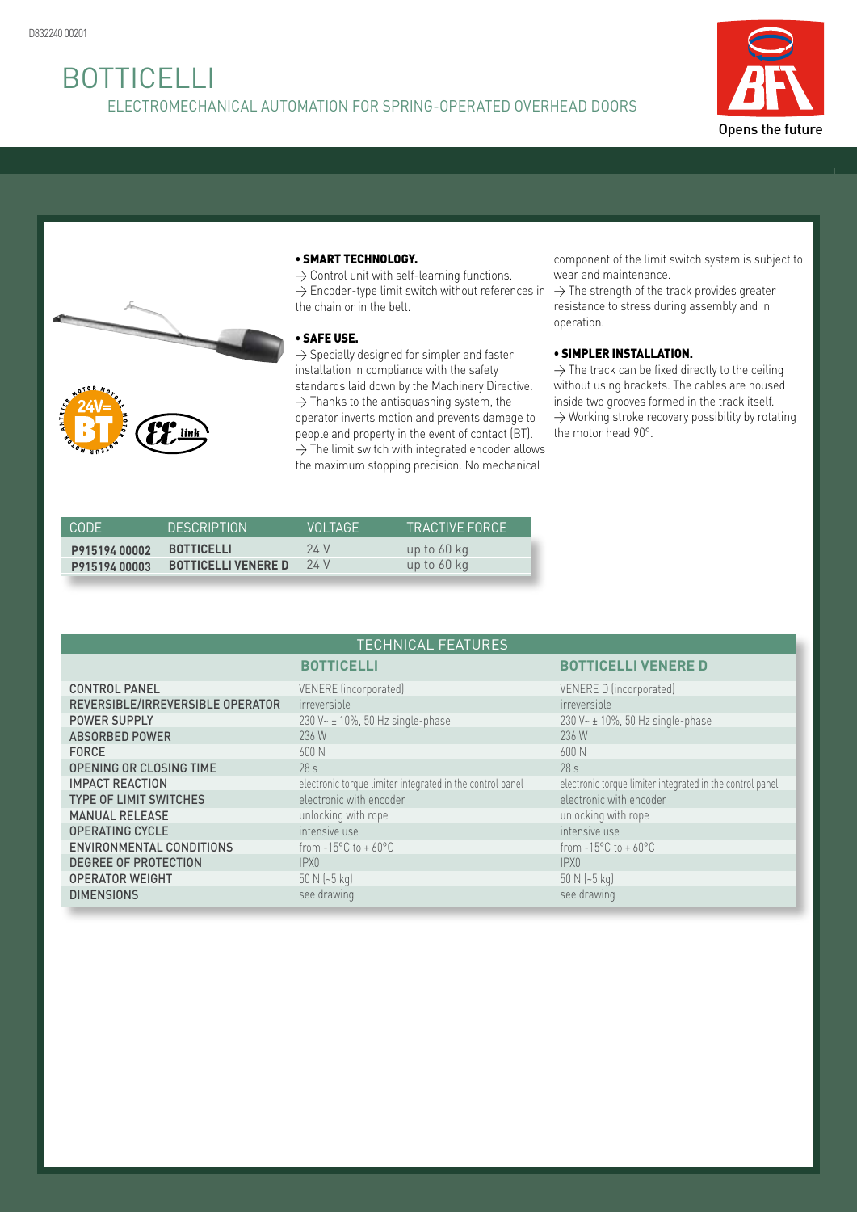D832240 00201

# BOTTICELLI

## ELECTROMECHANICAL AUTOMATION FOR SPRING-OPERATED OVERHEAD DOORS

Opens the future

**• SMART TECHNOLOGY.**

→ Control unit with self-learning functions.
→ Encoder-type limit switch without references in the chain or in the belt.

**• SAFE USE.**

→ Specially designed for simpler and faster installation in compliance with the safety standards laid down by the Machinery Directive.
→ Thanks to the antisquashing system, the operator inverts motion and prevents damage to people and property in the event of contact (BT).
→ The limit switch with integrated encoder allows the maximum stopping precision. No mechanical component of the limit switch system is subject to wear and maintenance.
→ The strength of the track provides greater resistance to stress during assembly and in operation.

**• SIMPLER INSTALLATION.**

→ The track can be fixed directly to the ceiling without using brackets. The cables are housed inside two grooves formed in the track itself.
→ Working stroke recovery possibility by rotating the motor head 90°.

| CODE | DESCRIPTION | VOLTAGE | TRACTIVE FORCE |
|---|---|---|---|
| **P915194 00002** | **BOTTICELLI** | 24 V | up to 60 kg |
| **P915194 00003** | **BOTTICELLI VENERE D** | 24 V | up to 60 kg |

| TECHNICAL FEATURES | | |
|---|---|---|
| | **BOTTICELLI** | **BOTTICELLI VENERE D** |
| CONTROL PANEL | VENERE (incorporated) | VENERE D (incorporated) |
| REVERSIBLE/IRREVERSIBLE OPERATOR | irreversible | irreversible |
| POWER SUPPLY | 230 V~ ± 10%, 50 Hz single-phase | 230 V~ ± 10%, 50 Hz single-phase |
| ABSORBED POWER | 236 W | 236 W |
| FORCE | 600 N | 600 N |
| OPENING OR CLOSING TIME | 28 s | 28 s |
| IMPACT REACTION | electronic torque limiter integrated in the control panel | electronic torque limiter integrated in the control panel |
| TYPE OF LIMIT SWITCHES | electronic with encoder | electronic with encoder |
| MANUAL RELEASE | unlocking with rope | unlocking with rope |
| OPERATING CYCLE | intensive use | intensive use |
| ENVIRONMENTAL CONDITIONS | from -15°C to + 60°C | from -15°C to + 60°C |
| DEGREE OF PROTECTION | IPX0 | IPX0 |
| OPERATOR WEIGHT | 50 N (~5 kg) | 50 N (~5 kg) |
| DIMENSIONS | see drawing | see drawing |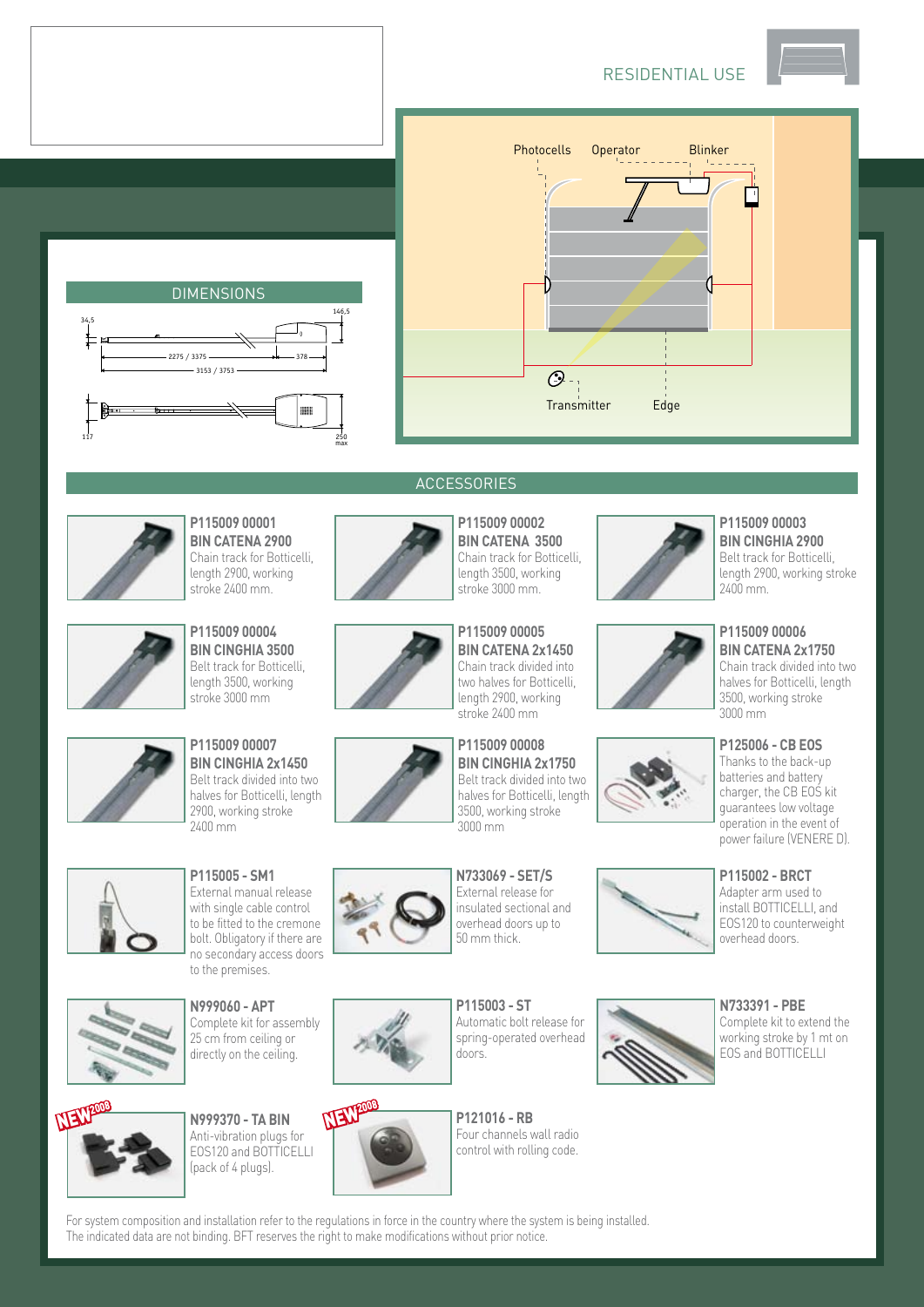RESIDENTIAL USE

Photocells
Operator
Blinker
Transmitter
Edge

## DIMENSIONS

34,5
146,5
2275 / 3375
378
3153 / 3753
117
250 max

## ACCESSORIES

**P115009 00001**
**BIN CATENA 2900**
Chain track for Botticelli, length 2900, working stroke 2400 mm.

**P115009 00002**
**BIN CATENA 3500**
Chain track for Botticelli, length 3500, working stroke 3000 mm.

**P115009 00003**
**BIN CINGHIA 2900**
Belt track for Botticelli, length 2900, working stroke 2400 mm.

**P115009 00004**
**BIN CINGHIA 3500**
Belt track for Botticelli, length 3500, working stroke 3000 mm

**P115009 00005**
**BIN CATENA 2x1450**
Chain track divided into two halves for Botticelli, length 2900, working stroke 2400 mm

**P115009 00006**
**BIN CATENA 2x1750**
Chain track divided into two halves for Botticelli, length 3500, working stroke 3000 mm

**P115009 00007**
**BIN CINGHIA 2x1450**
Belt track divided into two halves for Botticelli, length 2900, working stroke 2400 mm

**P115009 00008**
**BIN CINGHIA 2x1750**
Belt track divided into two halves for Botticelli, length 3500, working stroke 3000 mm

**P125006 - CB EOS**
Thanks to the back-up batteries and battery charger, the CB EOS kit guarantees low voltage operation in the event of power failure (VENERE D).

**P115005 - SM1**
External manual release with single cable control to be fitted to the cremone bolt. Obligatory if there are no secondary access doors to the premises.

**N733069 - SET/S**
External release for insulated sectional and overhead doors up to 50 mm thick.

**P115002 - BRCT**
Adapter arm used to install BOTTICELLI, and EOS120 to counterweight overhead doors.

**N999060 - APT**
Complete kit for assembly 25 cm from ceiling or directly on the ceiling.

**P115003 - ST**
Automatic bolt release for spring-operated overhead doors.

**N733391 - PBE**
Complete kit to extend the working stroke by 1 mt on EOS and BOTTICELLI

NEW 2008
**N999370 - TA BIN**
Anti-vibration plugs for EOS120 and BOTTICELLI (pack of 4 plugs).

NEW 2008
**P121016 - RB**
Four channels wall radio control with rolling code.

For system composition and installation refer to the regulations in force in the country where the system is being installed.
The indicated data are not binding. BFT reserves the right to make modifications without prior notice.